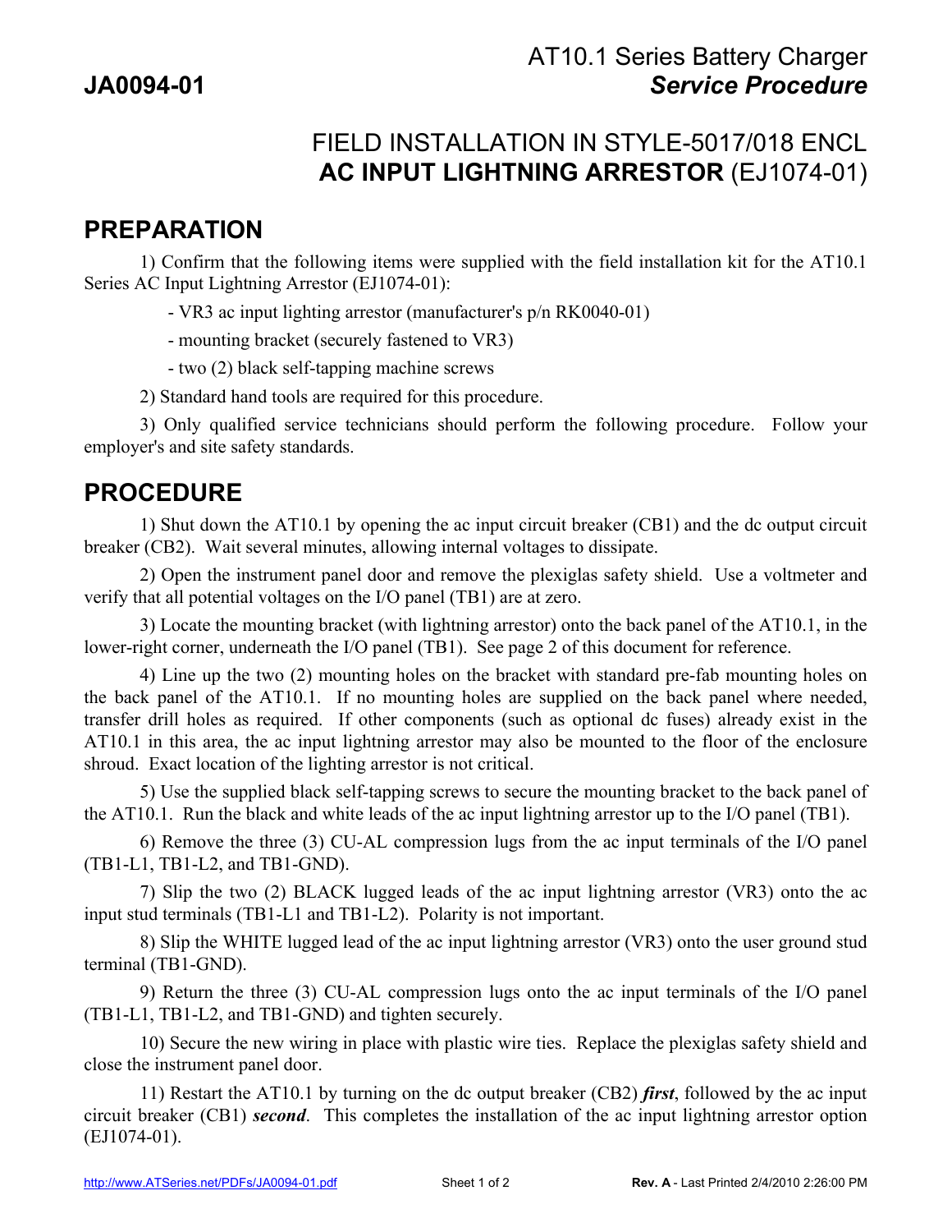**JA0094-01**

# AT10.1 Series Battery Charger *Service Procedure*

## FIELD INSTALLATION IN STYLE-5017/018 ENCL **AC INPUT LIGHTNING ARRESTOR** (EJ1074-01)

## PREPARATION

1) Confirm that the following items were supplied with the field installation kit for the AT10.1 Series AC Input Lightning Arrestor (EJ1074-01):

- VR3 ac input lighting arrestor (manufacturer's p/n RK0040-01)
- mounting bracket (securely fastened to VR3)
- two (2) black self-tapping machine screws

2) Standard hand tools are required for this procedure.

3) Only qualified service technicians should perform the following procedure. Follow your employer's and site safety standards.

## PROCEDURE

1) Shut down the AT10.1 by opening the ac input circuit breaker (CB1) and the dc output circuit breaker (CB2). Wait several minutes, allowing internal voltages to dissipate.

2) Open the instrument panel door and remove the plexiglas safety shield. Use a voltmeter and verify that all potential voltages on the I/O panel (TB1) are at zero.

3) Locate the mounting bracket (with lightning arrestor) onto the back panel of the AT10.1, in the lower-right corner, underneath the I/O panel (TB1). See page 2 of this document for reference.

4) Line up the two (2) mounting holes on the bracket with standard pre-fab mounting holes on the back panel of the AT10.1. If no mounting holes are supplied on the back panel where needed, transfer drill holes as required. If other components (such as optional dc fuses) already exist in the AT10.1 in this area, the ac input lightning arrestor may also be mounted to the floor of the enclosure shroud. Exact location of the lighting arrestor is not critical.

5) Use the supplied black self-tapping screws to secure the mounting bracket to the back panel of the AT10.1. Run the black and white leads of the ac input lightning arrestor up to the I/O panel (TB1).

6) Remove the three (3) CU-AL compression lugs from the ac input terminals of the I/O panel (TB1-L1, TB1-L2, and TB1-GND).

7) Slip the two (2) BLACK lugged leads of the ac input lightning arrestor (VR3) onto the ac input stud terminals (TB1-L1 and TB1-L2). Polarity is not important.

8) Slip the WHITE lugged lead of the ac input lightning arrestor (VR3) onto the user ground stud terminal (TB1-GND).

9) Return the three (3) CU-AL compression lugs onto the ac input terminals of the I/O panel (TB1-L1, TB1-L2, and TB1-GND) and tighten securely.

10) Secure the new wiring in place with plastic wire ties. Replace the plexiglas safety shield and close the instrument panel door.

11) Restart the AT10.1 by turning on the dc output breaker (CB2) ***first***, followed by the ac input circuit breaker (CB1) ***second***. This completes the installation of the ac input lightning arrestor option (EJ1074-01).

http://www.ATSeries.net/PDFs/JA0094-01.pdf **Rev. A** - Last Printed 2/4/2010 2:26:00 PM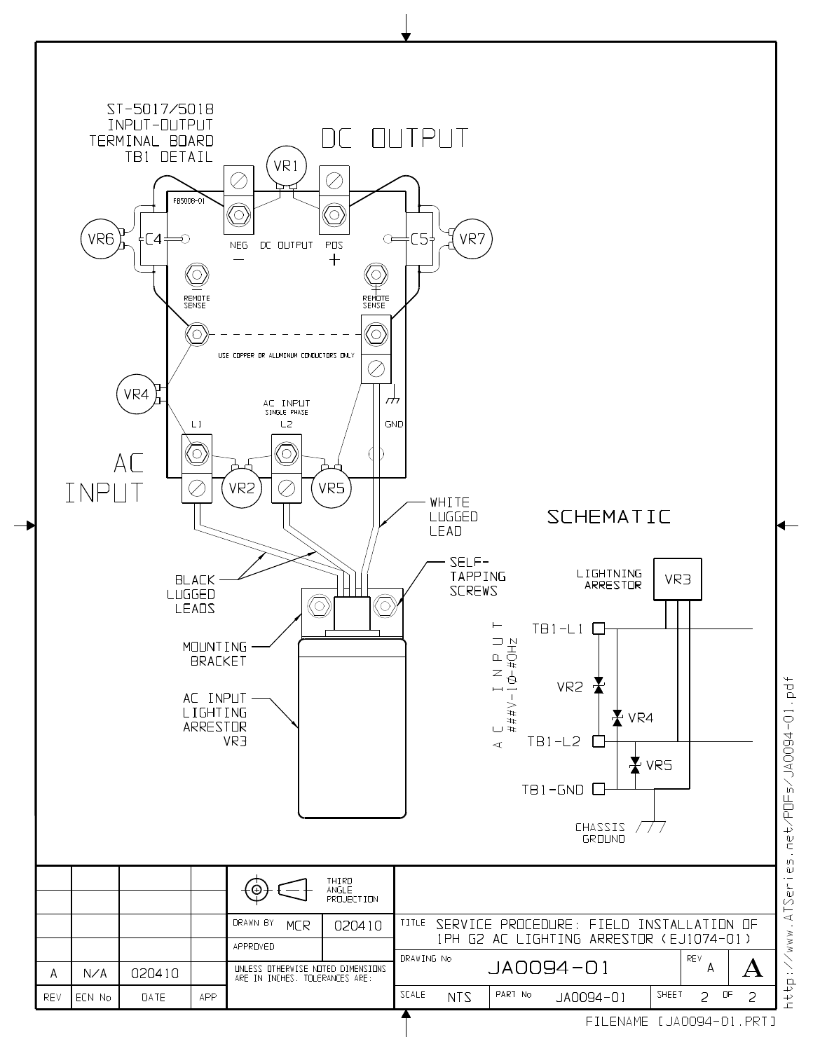ST-5017/5018
INPUT-OUTPUT
TERMINAL BOARD
TB1 DETAIL

DC OUTPUT

FB5008-01

VR1

VR6

C4

NEG DC OUTPUT POS

−

+

C5

VR7

REMOTE SENSE

REMOTE SENSE

USE COPPER OR ALUMINUM CONDUCTORS ONLY

VR4

AC INPUT
SINGLE PHASE

L1

L2

GND

AC
INPUT

VR2

VR5

WHITE
LUGGED
LEAD

BLACK
LUGGED
LEADS

SELF-
TAPPING
SCREWS

MOUNTING
BRACKET

AC INPUT
LIGHTING
ARRESTOR
VR3

SCHEMATIC

LIGHTNING
ARRESTOR

VR3

AC INPUT
###V-1Ø-##Hz

TB1-L1

VR2

VR4

TB1-L2

VR5

TB1-GND

CHASSIS
GROUND

| REV | ECN No | DATE | APP |
|---|---|---|---|
| A | N/A | 020410 | |

THIRD ANGLE PROJECTION

DRAWN BY: MCR 020410

APPROVED

UNLESS OTHERWISE NOTED DIMENSIONS ARE IN INCHES. TOLERANCES ARE:

TITLE: SERVICE PROCEDURE: FIELD INSTALLATION OF 1PH G2 AC LIGHTING ARRESTOR (EJ1074-01)

DRAWING No: JA0094-01

REV: A

SCALE: NTS

PART No: JA0094-01

SHEET 2 OF 2

FILENAME [JA0094-01.PRT]

http://www.ATSeries.net/PDFs/JA0094-01.pdf